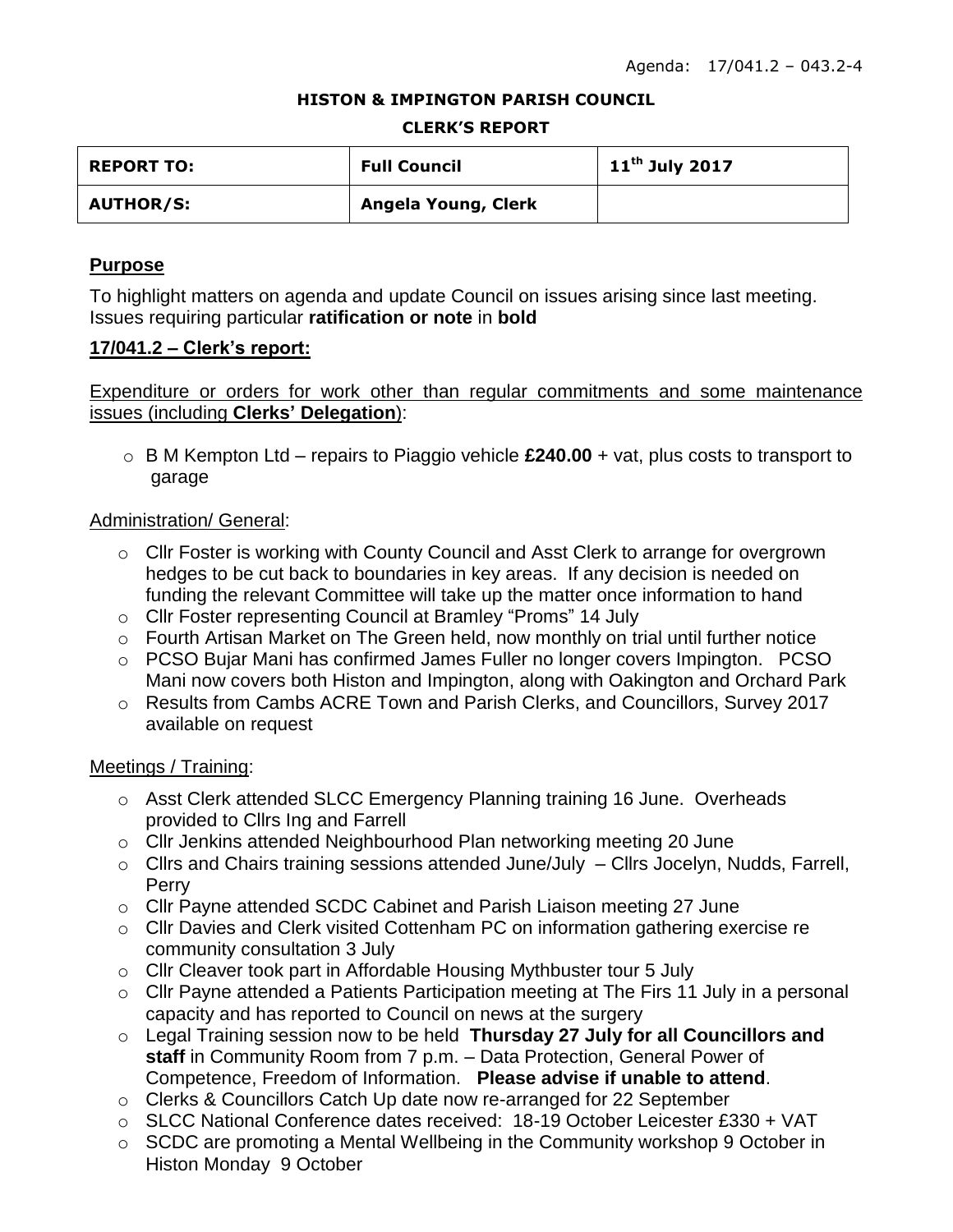Agenda: 17/041.2 – 043.2-4

**HISTON & IMPINGTON PARISH COUNCIL**

**CLERK'S REPORT**

| **REPORT TO:** | **Full Council** | **11th July 2017** |
|---|---|---|
| **AUTHOR/S:** | **Angela Young, Clerk** | |

## Purpose

To highlight matters on agenda and update Council on issues arising since last meeting. Issues requiring particular **ratification or note** in **bold**

## 17/041.2 – Clerk's report:

Expenditure or orders for work other than regular commitments and some maintenance issues (including **Clerks' Delegation**):

- B M Kempton Ltd – repairs to Piaggio vehicle **£240.00** + vat, plus costs to transport to garage

Administration/ General:

- Cllr Foster is working with County Council and Asst Clerk to arrange for overgrown hedges to be cut back to boundaries in key areas. If any decision is needed on funding the relevant Committee will take up the matter once information to hand
- Cllr Foster representing Council at Bramley "Proms" 14 July
- Fourth Artisan Market on The Green held, now monthly on trial until further notice
- PCSO Bujar Mani has confirmed James Fuller no longer covers Impington. PCSO Mani now covers both Histon and Impington, along with Oakington and Orchard Park
- Results from Cambs ACRE Town and Parish Clerks, and Councillors, Survey 2017 available on request

Meetings / Training:

- Asst Clerk attended SLCC Emergency Planning training 16 June. Overheads provided to Cllrs Ing and Farrell
- Cllr Jenkins attended Neighbourhood Plan networking meeting 20 June
- Cllrs and Chairs training sessions attended June/July – Cllrs Jocelyn, Nudds, Farrell, Perry
- Cllr Payne attended SCDC Cabinet and Parish Liaison meeting 27 June
- Cllr Davies and Clerk visited Cottenham PC on information gathering exercise re community consultation 3 July
- Cllr Cleaver took part in Affordable Housing Mythbuster tour 5 July
- Cllr Payne attended a Patients Participation meeting at The Firs 11 July in a personal capacity and has reported to Council on news at the surgery
- Legal Training session now to be held **Thursday 27 July for all Councillors and staff** in Community Room from 7 p.m. – Data Protection, General Power of Competence, Freedom of Information. **Please advise if unable to attend**.
- Clerks & Councillors Catch Up date now re-arranged for 22 September
- SLCC National Conference dates received: 18-19 October Leicester £330 + VAT
- SCDC are promoting a Mental Wellbeing in the Community workshop 9 October in Histon Monday 9 October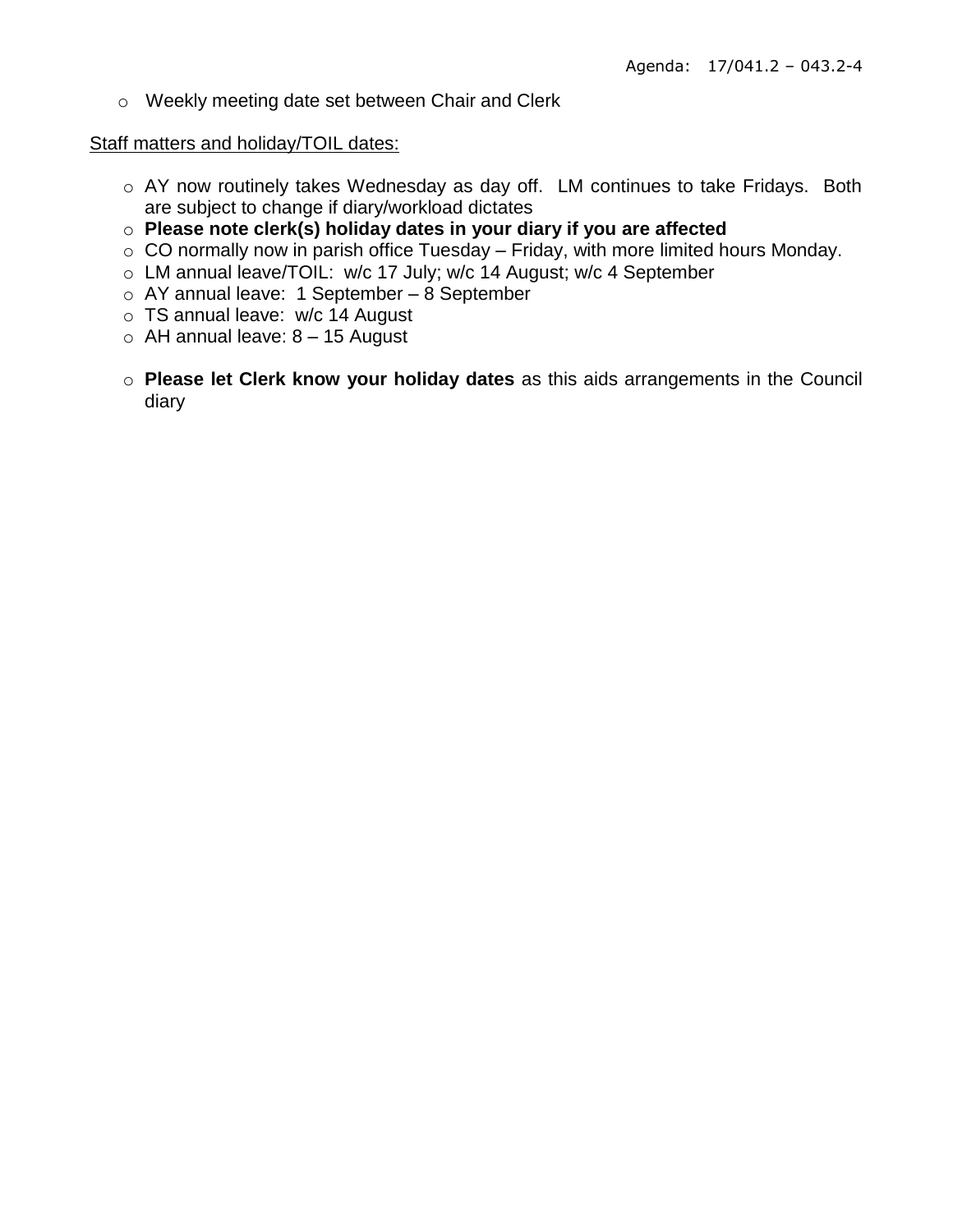- Weekly meeting date set between Chair and Clerk

Staff matters and holiday/TOIL dates:

- AY now routinely takes Wednesday as day off. LM continues to take Fridays. Both are subject to change if diary/workload dictates
- **Please note clerk(s) holiday dates in your diary if you are affected**
- CO normally now in parish office Tuesday – Friday, with more limited hours Monday.
- LM annual leave/TOIL: w/c 17 July; w/c 14 August; w/c 4 September
- AY annual leave: 1 September – 8 September
- TS annual leave: w/c 14 August
- AH annual leave: 8 – 15 August

- **Please let Clerk know your holiday dates** as this aids arrangements in the Council diary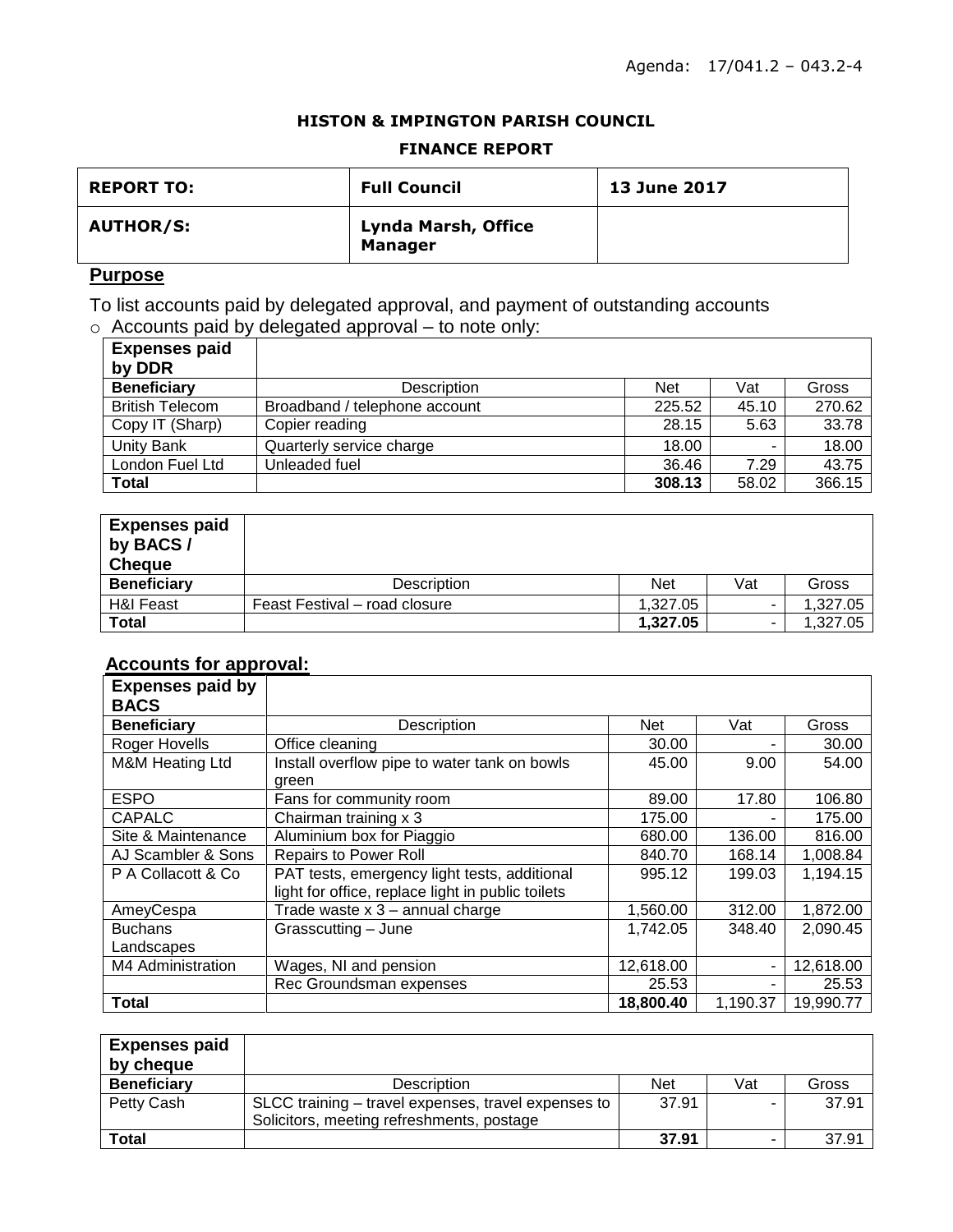Agenda: 17/041.2 – 043.2-4

**HISTON & IMPINGTON PARISH COUNCIL**

**FINANCE REPORT**

| **REPORT TO:** | **Full Council** | **13 June 2017** |
|---|---|---|
| **AUTHOR/S:** | **Lynda Marsh, Office Manager** | |

## Purpose

To list accounts paid by delegated approval, and payment of outstanding accounts

- Accounts paid by delegated approval – to note only:

| **Expenses paid by DDR** | | | | |
|---|---|---|---|---|
| **Beneficiary** | Description | Net | Vat | Gross |
| British Telecom | Broadband / telephone account | 225.52 | 45.10 | 270.62 |
| Copy IT (Sharp) | Copier reading | 28.15 | 5.63 | 33.78 |
| Unity Bank | Quarterly service charge | 18.00 | - | 18.00 |
| London Fuel Ltd | Unleaded fuel | 36.46 | 7.29 | 43.75 |
| **Total** | | **308.13** | 58.02 | 366.15 |

| **Expenses paid by BACS / Cheque** | | | | |
|---|---|---|---|---|
| **Beneficiary** | Description | Net | Vat | Gross |
| H&I Feast | Feast Festival – road closure | 1,327.05 | - | 1,327.05 |
| **Total** | | **1,327.05** | - | 1,327.05 |

## Accounts for approval:

| **Expenses paid by BACS** | | | | |
|---|---|---|---|---|
| **Beneficiary** | Description | Net | Vat | Gross |
| Roger Hovells | Office cleaning | 30.00 | - | 30.00 |
| M&M Heating Ltd | Install overflow pipe to water tank on bowls green | 45.00 | 9.00 | 54.00 |
| ESPO | Fans for community room | 89.00 | 17.80 | 106.80 |
| CAPALC | Chairman training x 3 | 175.00 | - | 175.00 |
| Site & Maintenance | Aluminium box for Piaggio | 680.00 | 136.00 | 816.00 |
| AJ Scambler & Sons | Repairs to Power Roll | 840.70 | 168.14 | 1,008.84 |
| P A Collacott & Co | PAT tests, emergency light tests, additional light for office, replace light in public toilets | 995.12 | 199.03 | 1,194.15 |
| AmeyCespa | Trade waste x 3 – annual charge | 1,560.00 | 312.00 | 1,872.00 |
| Buchans Landscapes | Grasscutting – June | 1,742.05 | 348.40 | 2,090.45 |
| M4 Administration | Wages, NI and pension | 12,618.00 | - | 12,618.00 |
| | Rec Groundsman expenses | 25.53 | - | 25.53 |
| **Total** | | **18,800.40** | 1,190.37 | 19,990.77 |

| **Expenses paid by cheque** | | | | |
|---|---|---|---|---|
| **Beneficiary** | Description | Net | Vat | Gross |
| Petty Cash | SLCC training – travel expenses, travel expenses to Solicitors, meeting refreshments, postage | 37.91 | - | 37.91 |
| **Total** | | **37.91** | - | 37.91 |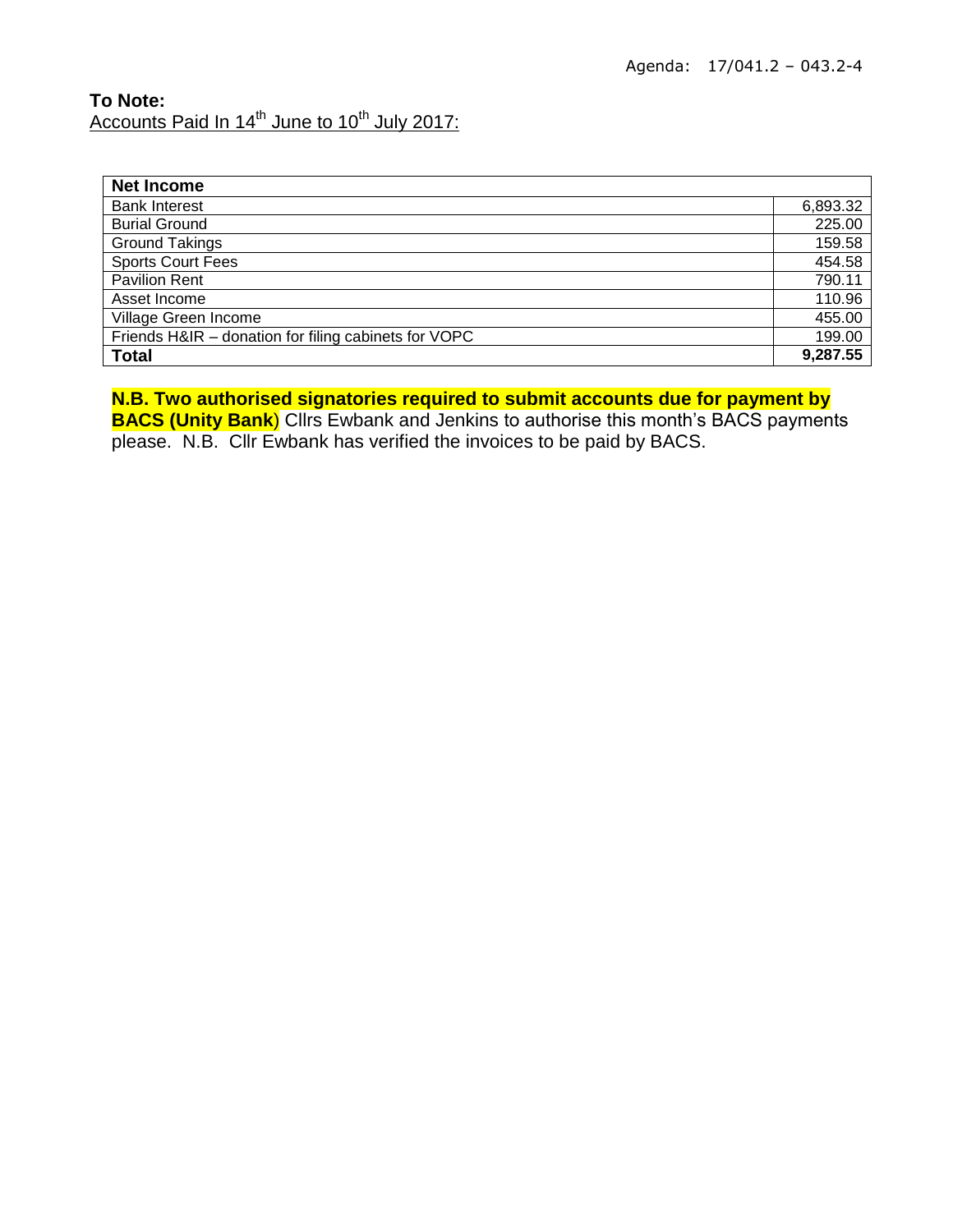Agenda: 17/041.2 – 043.2-4

**To Note:**

Accounts Paid In 14th June to 10th July 2017:

| **Net Income** | |
|---|---|
| Bank Interest | 6,893.32 |
| Burial Ground | 225.00 |
| Ground Takings | 159.58 |
| Sports Court Fees | 454.58 |
| Pavilion Rent | 790.11 |
| Asset Income | 110.96 |
| Village Green Income | 455.00 |
| Friends H&IR – donation for filing cabinets for VOPC | 199.00 |
| **Total** | **9,287.55** |

**N.B. Two authorised signatories required to submit accounts due for payment by BACS (Unity Bank**) Cllrs Ewbank and Jenkins to authorise this month's BACS payments please. N.B. Cllr Ewbank has verified the invoices to be paid by BACS.